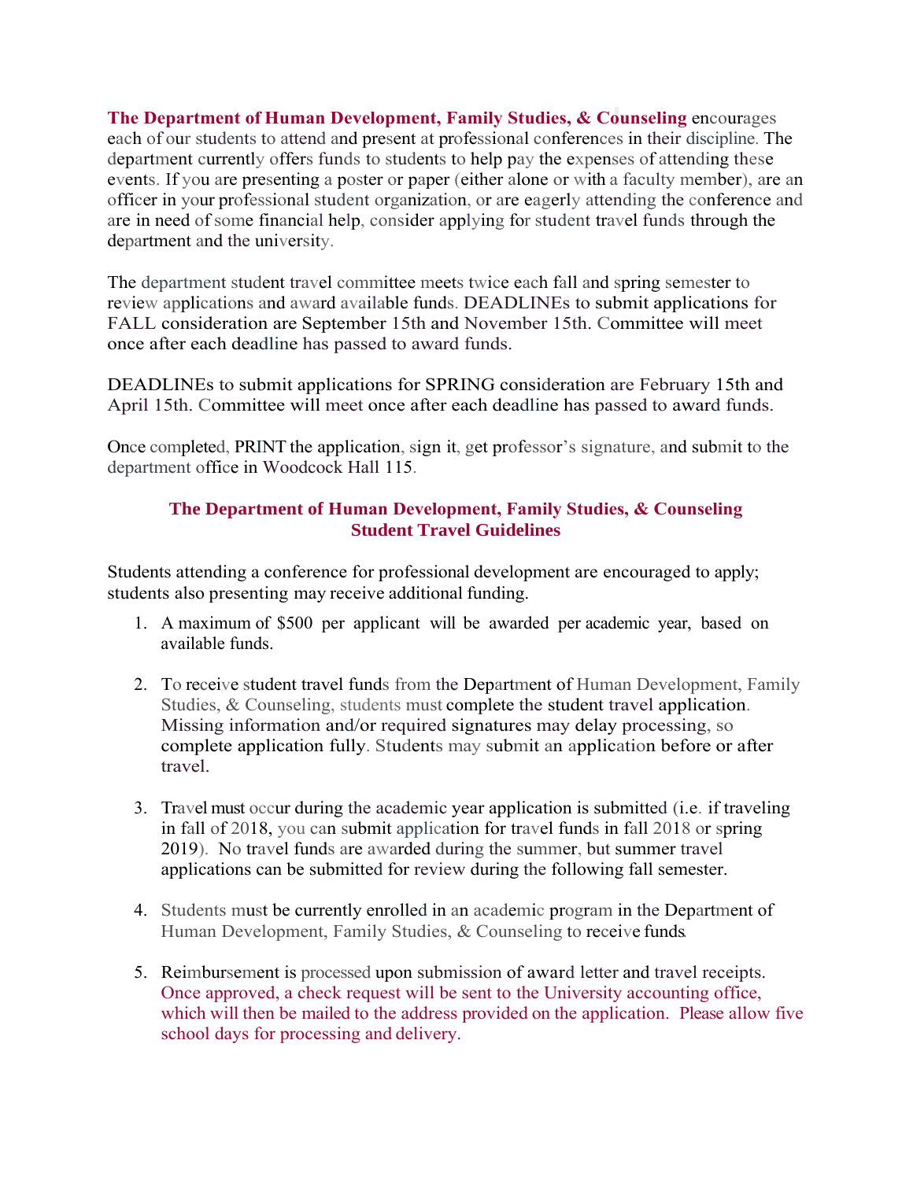**The Department of Human Development, Family Studies, & Counseling** encourages each of our students to attend and present at professional conferences in their discipline. The department currently offers funds to students to help pay the expenses of attending these events. If you are presenting a poster or paper (either alone or with a faculty member), are an officer in your professional student organization, or are eagerly attending the conference and are in need of some financial help, consider applying for student travel funds through the department and the university.

The department student travel committee meets twice each fall and spring semester to review applications and award available funds. DEADLINEs to submit applications for FALL consideration are September 15th and November 15th. Committee will meet once after each deadline has passed to award funds.

DEADLINEs to submit applications for SPRING consideration are February 15th and April 15th. Committee will meet once after each deadline has passed to award funds.

Once completed, PRINT the application, sign it, get professor's signature, and submit to the department office in Woodcock Hall 115.

## The Department of Human Development, Family Studies, & Counseling Student Travel Guidelines

Students attending a conference for professional development are encouraged to apply; students also presenting may receive additional funding.

1. A maximum of $500 per applicant will be awarded per academic year, based on available funds.

2. To receive student travel funds from the Department of Human Development, Family Studies, & Counseling, students must complete the student travel application. Missing information and/or required signatures may delay processing, so complete application fully. Students may submit an application before or after travel.

3. Travel must occur during the academic year application is submitted (i.e. if traveling in fall of 2018, you can submit application for travel funds in fall 2018 or spring 2019). No travel funds are awarded during the summer, but summer travel applications can be submitted for review during the following fall semester.

4. Students must be currently enrolled in an academic program in the Department of Human Development, Family Studies, & Counseling to receive funds.

5. Reimbursement is processed upon submission of award letter and travel receipts. Once approved, a check request will be sent to the University accounting office, which will then be mailed to the address provided on the application. Please allow five school days for processing and delivery.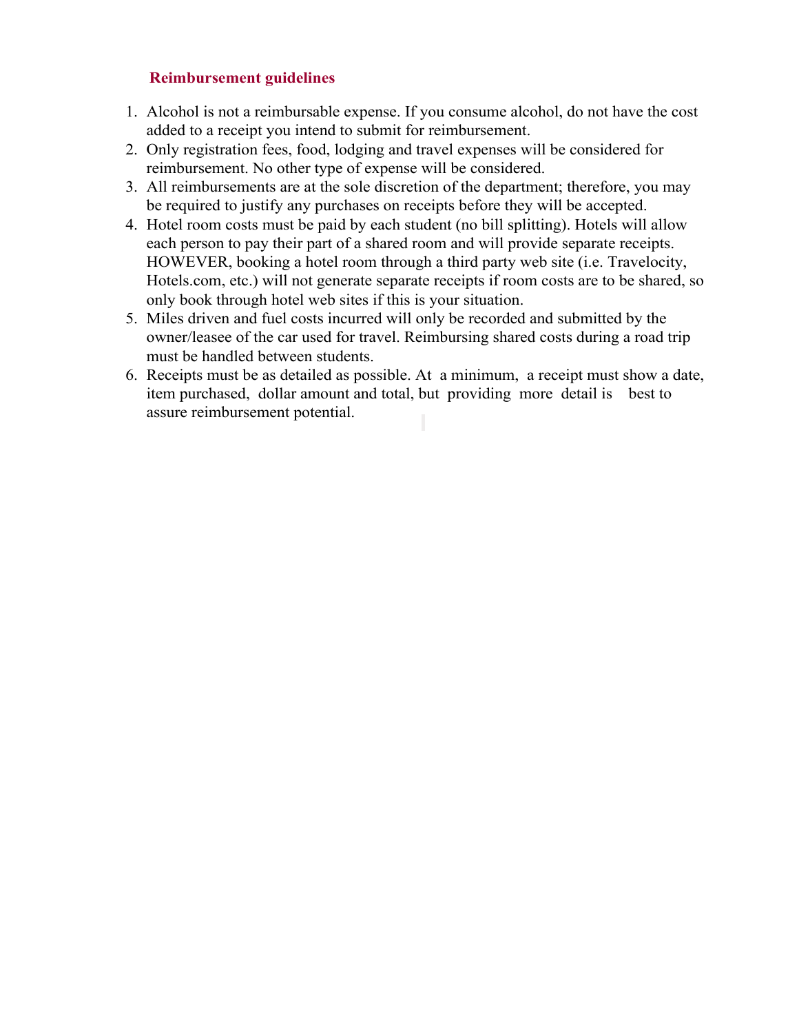## Reimbursement guidelines

1. Alcohol is not a reimbursable expense. If you consume alcohol, do not have the cost added to a receipt you intend to submit for reimbursement.
2. Only registration fees, food, lodging and travel expenses will be considered for reimbursement. No other type of expense will be considered.
3. All reimbursements are at the sole discretion of the department; therefore, you may be required to justify any purchases on receipts before they will be accepted.
4. Hotel room costs must be paid by each student (no bill splitting). Hotels will allow each person to pay their part of a shared room and will provide separate receipts. HOWEVER, booking a hotel room through a third party web site (i.e. Travelocity, Hotels.com, etc.) will not generate separate receipts if room costs are to be shared, so only book through hotel web sites if this is your situation.
5. Miles driven and fuel costs incurred will only be recorded and submitted by the owner/leasee of the car used for travel. Reimbursing shared costs during a road trip must be handled between students.
6. Receipts must be as detailed as possible. At a minimum, a receipt must show a date, item purchased, dollar amount and total, but providing more detail is best to assure reimbursement potential.